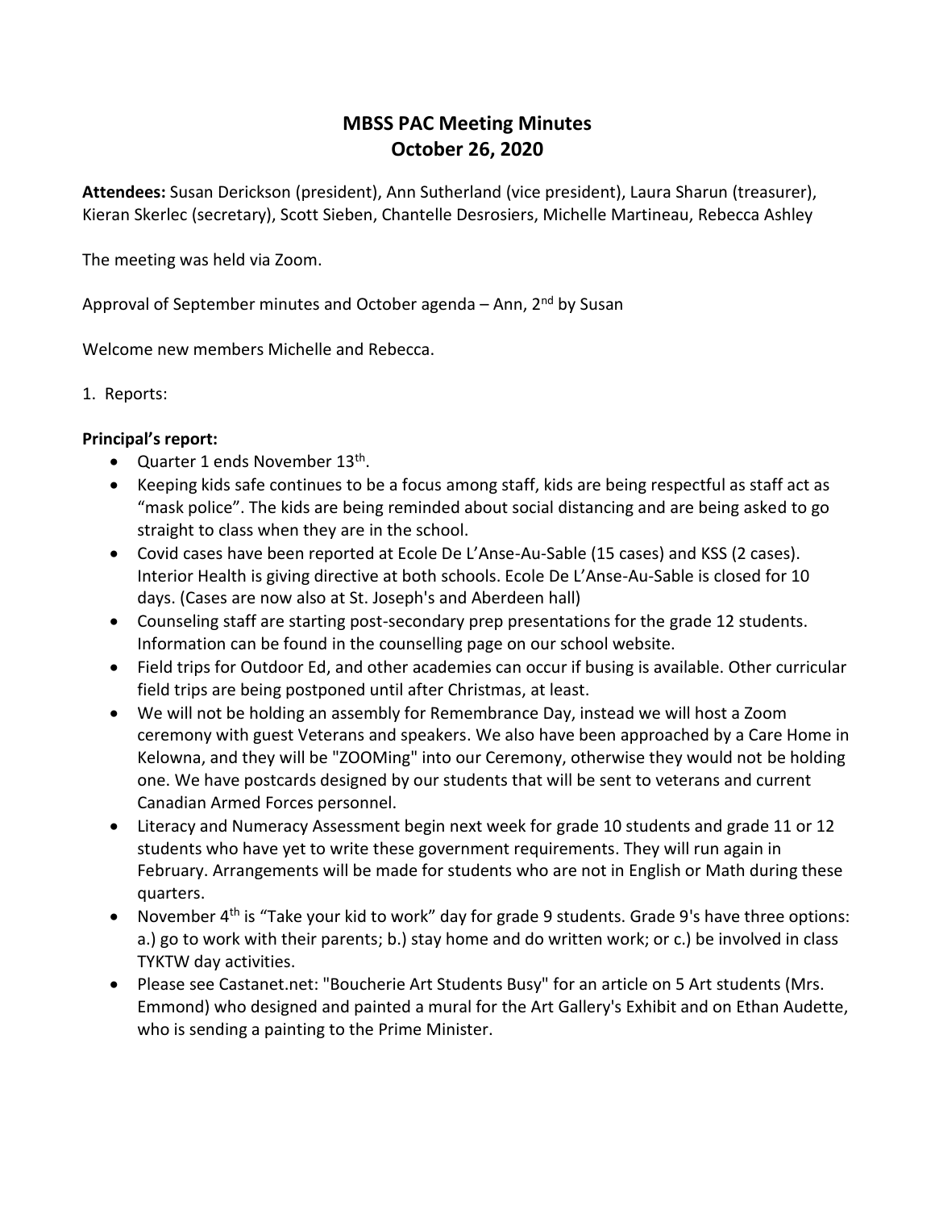# MBSS PAC Meeting Minutes
# October 26, 2020

**Attendees:** Susan Derickson (president), Ann Sutherland (vice president), Laura Sharun (treasurer), Kieran Skerlec (secretary), Scott Sieben, Chantelle Desrosiers, Michelle Martineau, Rebecca Ashley

The meeting was held via Zoom.

Approval of September minutes and October agenda – Ann, 2nd by Susan

Welcome new members Michelle and Rebecca.

1. Reports:

**Principal's report:**

- Quarter 1 ends November 13th.
- Keeping kids safe continues to be a focus among staff, kids are being respectful as staff act as "mask police". The kids are being reminded about social distancing and are being asked to go straight to class when they are in the school.
- Covid cases have been reported at Ecole De L'Anse-Au-Sable (15 cases) and KSS (2 cases). Interior Health is giving directive at both schools. Ecole De L'Anse-Au-Sable is closed for 10 days. (Cases are now also at St. Joseph's and Aberdeen hall)
- Counseling staff are starting post-secondary prep presentations for the grade 12 students. Information can be found in the counselling page on our school website.
- Field trips for Outdoor Ed, and other academies can occur if busing is available. Other curricular field trips are being postponed until after Christmas, at least.
- We will not be holding an assembly for Remembrance Day, instead we will host a Zoom ceremony with guest Veterans and speakers. We also have been approached by a Care Home in Kelowna, and they will be "ZOOMing" into our Ceremony, otherwise they would not be holding one. We have postcards designed by our students that will be sent to veterans and current Canadian Armed Forces personnel.
- Literacy and Numeracy Assessment begin next week for grade 10 students and grade 11 or 12 students who have yet to write these government requirements. They will run again in February. Arrangements will be made for students who are not in English or Math during these quarters.
- November 4th is "Take your kid to work" day for grade 9 students. Grade 9's have three options: a.) go to work with their parents; b.) stay home and do written work; or c.) be involved in class TYKTW day activities.
- Please see Castanet.net: "Boucherie Art Students Busy" for an article on 5 Art students (Mrs. Emmond) who designed and painted a mural for the Art Gallery's Exhibit and on Ethan Audette, who is sending a painting to the Prime Minister.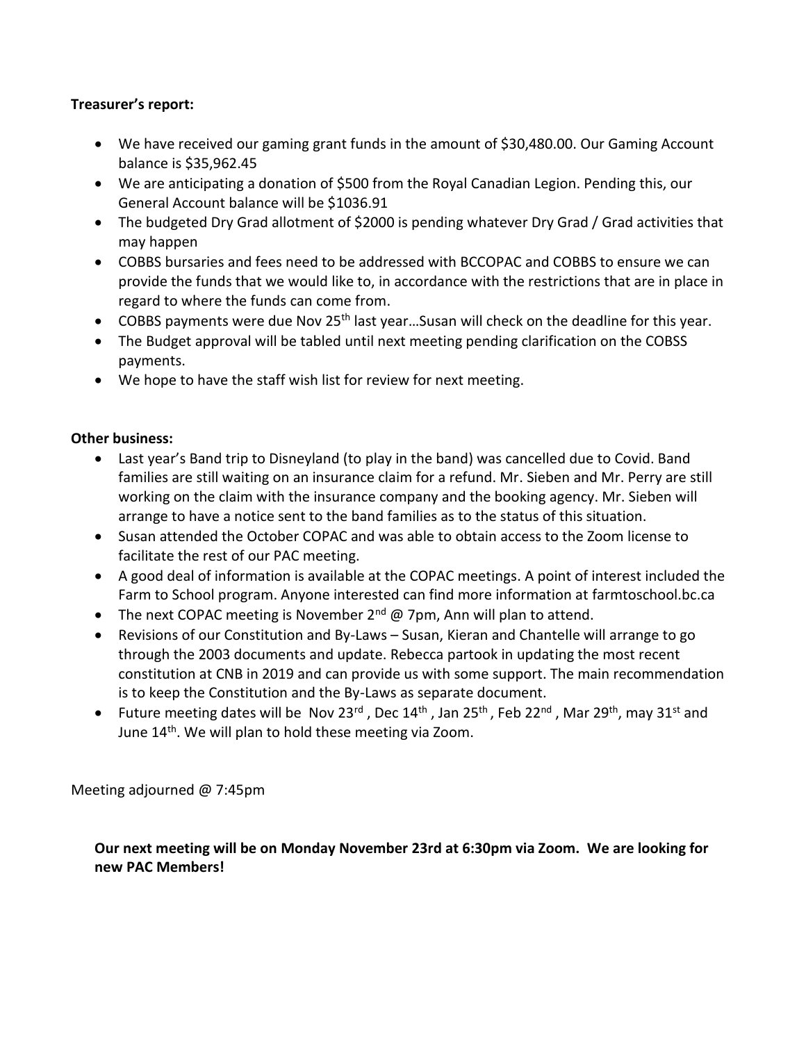**Treasurer's report:**

- We have received our gaming grant funds in the amount of $30,480.00. Our Gaming Account balance is $35,962.45
- We are anticipating a donation of $500 from the Royal Canadian Legion. Pending this, our General Account balance will be $1036.91
- The budgeted Dry Grad allotment of $2000 is pending whatever Dry Grad / Grad activities that may happen
- COBBS bursaries and fees need to be addressed with BCCOPAC and COBBS to ensure we can provide the funds that we would like to, in accordance with the restrictions that are in place in regard to where the funds can come from.
- COBBS payments were due Nov 25th last year…Susan will check on the deadline for this year.
- The Budget approval will be tabled until next meeting pending clarification on the COBSS payments.
- We hope to have the staff wish list for review for next meeting.

**Other business:**

- Last year's Band trip to Disneyland (to play in the band) was cancelled due to Covid. Band families are still waiting on an insurance claim for a refund. Mr. Sieben and Mr. Perry are still working on the claim with the insurance company and the booking agency. Mr. Sieben will arrange to have a notice sent to the band families as to the status of this situation.
- Susan attended the October COPAC and was able to obtain access to the Zoom license to facilitate the rest of our PAC meeting.
- A good deal of information is available at the COPAC meetings. A point of interest included the Farm to School program. Anyone interested can find more information at farmtoschool.bc.ca
- The next COPAC meeting is November 2nd @ 7pm, Ann will plan to attend.
- Revisions of our Constitution and By-Laws – Susan, Kieran and Chantelle will arrange to go through the 2003 documents and update. Rebecca partook in updating the most recent constitution at CNB in 2019 and can provide us with some support. The main recommendation is to keep the Constitution and the By-Laws as separate document.
- Future meeting dates will be Nov 23rd , Dec 14th , Jan 25th , Feb 22nd , Mar 29th, may 31st and June 14th. We will plan to hold these meeting via Zoom.

Meeting adjourned @ 7:45pm

**Our next meeting will be on Monday November 23rd at 6:30pm via Zoom. We are looking for new PAC Members!**